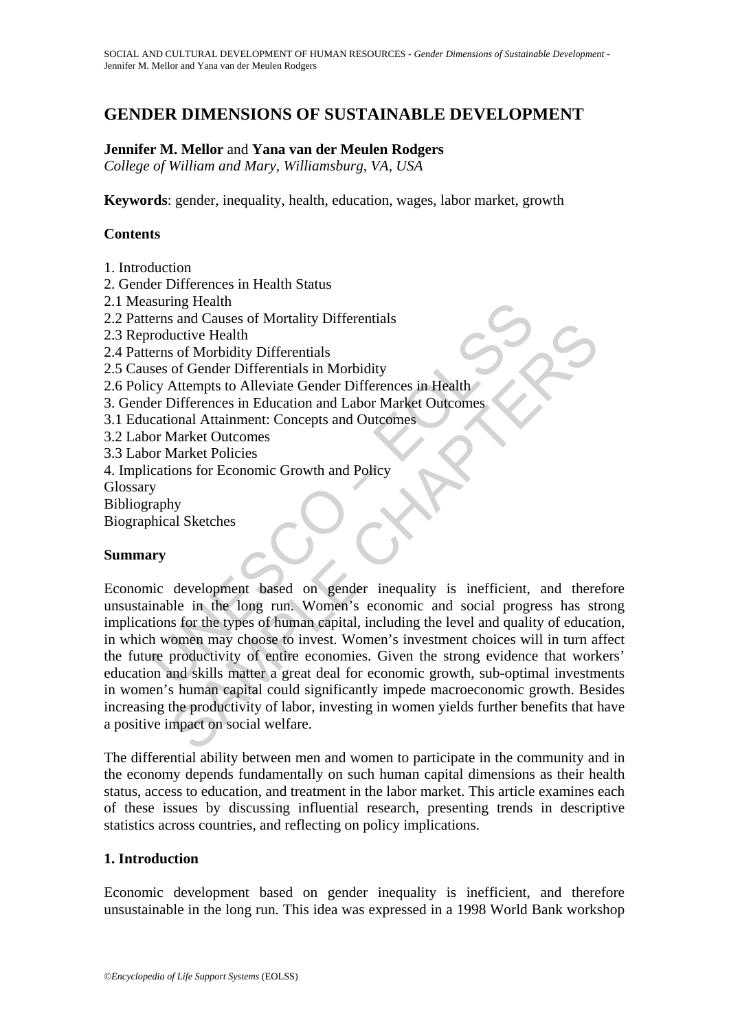# GENDER DIMENSIONS OF SUSTAINABLE DEVELOPMENT

**Jennifer M. Mellor** and **Yana van der Meulen Rodgers**
*College of William and Mary, Williamsburg, VA, USA*

**Keywords**: gender, inequality, health, education, wages, labor market, growth

## Contents

1. Introduction
2. Gender Differences in Health Status
2.1 Measuring Health
2.2 Patterns and Causes of Mortality Differentials
2.3 Reproductive Health
2.4 Patterns of Morbidity Differentials
2.5 Causes of Gender Differentials in Morbidity
2.6 Policy Attempts to Alleviate Gender Differences in Health
3. Gender Differences in Education and Labor Market Outcomes
3.1 Educational Attainment: Concepts and Outcomes
3.2 Labor Market Outcomes
3.3 Labor Market Policies
4. Implications for Economic Growth and Policy
Glossary
Bibliography
Biographical Sketches

## Summary

Economic development based on gender inequality is inefficient, and therefore unsustainable in the long run. Women's economic and social progress has strong implications for the types of human capital, including the level and quality of education, in which women may choose to invest. Women's investment choices will in turn affect the future productivity of entire economies. Given the strong evidence that workers' education and skills matter a great deal for economic growth, sub-optimal investments in women's human capital could significantly impede macroeconomic growth. Besides increasing the productivity of labor, investing in women yields further benefits that have a positive impact on social welfare.

The differential ability between men and women to participate in the community and in the economy depends fundamentally on such human capital dimensions as their health status, access to education, and treatment in the labor market. This article examines each of these issues by discussing influential research, presenting trends in descriptive statistics across countries, and reflecting on policy implications.

## 1. Introduction

Economic development based on gender inequality is inefficient, and therefore unsustainable in the long run. This idea was expressed in a 1998 World Bank workshop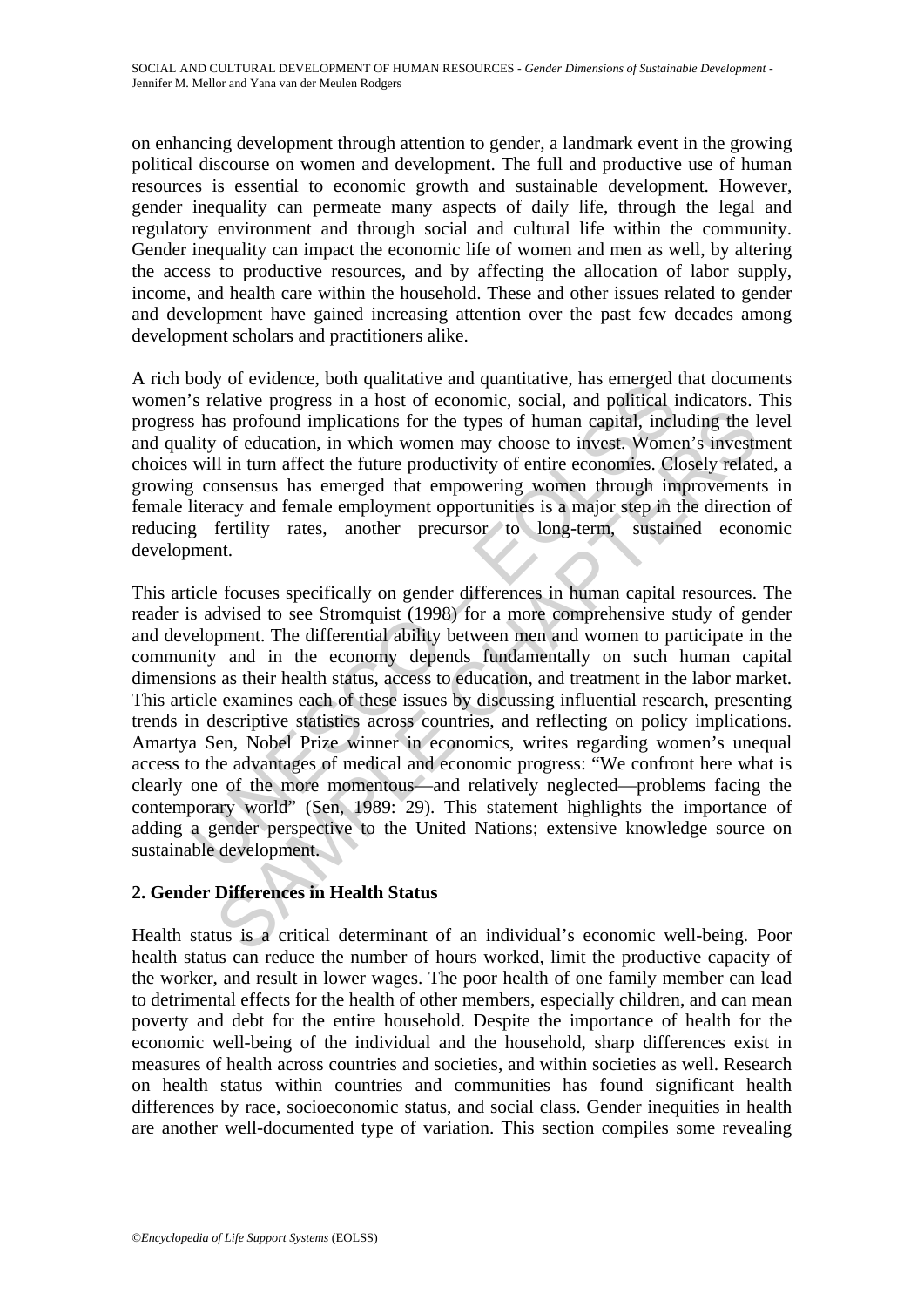on enhancing development through attention to gender, a landmark event in the growing political discourse on women and development. The full and productive use of human resources is essential to economic growth and sustainable development. However, gender inequality can permeate many aspects of daily life, through the legal and regulatory environment and through social and cultural life within the community. Gender inequality can impact the economic life of women and men as well, by altering the access to productive resources, and by affecting the allocation of labor supply, income, and health care within the household. These and other issues related to gender and development have gained increasing attention over the past few decades among development scholars and practitioners alike.

A rich body of evidence, both qualitative and quantitative, has emerged that documents women's relative progress in a host of economic, social, and political indicators. This progress has profound implications for the types of human capital, including the level and quality of education, in which women may choose to invest. Women's investment choices will in turn affect the future productivity of entire economies. Closely related, a growing consensus has emerged that empowering women through improvements in female literacy and female employment opportunities is a major step in the direction of reducing fertility rates, another precursor to long-term, sustained economic development.

This article focuses specifically on gender differences in human capital resources. The reader is advised to see Stromquist (1998) for a more comprehensive study of gender and development. The differential ability between men and women to participate in the community and in the economy depends fundamentally on such human capital dimensions as their health status, access to education, and treatment in the labor market. This article examines each of these issues by discussing influential research, presenting trends in descriptive statistics across countries, and reflecting on policy implications. Amartya Sen, Nobel Prize winner in economics, writes regarding women's unequal access to the advantages of medical and economic progress: "We confront here what is clearly one of the more momentous—and relatively neglected—problems facing the contemporary world" (Sen, 1989: 29). This statement highlights the importance of adding a gender perspective to the United Nations; extensive knowledge source on sustainable development.

## 2. Gender Differences in Health Status

Health status is a critical determinant of an individual's economic well-being. Poor health status can reduce the number of hours worked, limit the productive capacity of the worker, and result in lower wages. The poor health of one family member can lead to detrimental effects for the health of other members, especially children, and can mean poverty and debt for the entire household. Despite the importance of health for the economic well-being of the individual and the household, sharp differences exist in measures of health across countries and societies, and within societies as well. Research on health status within countries and communities has found significant health differences by race, socioeconomic status, and social class. Gender inequities in health are another well-documented type of variation. This section compiles some revealing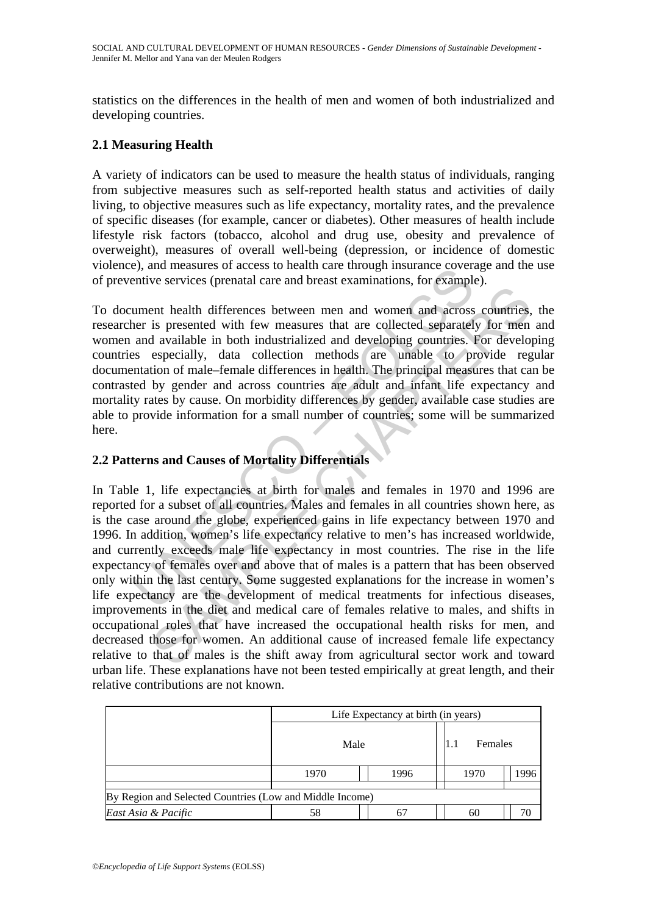statistics on the differences in the health of men and women of both industrialized and developing countries.

## 2.1 Measuring Health

A variety of indicators can be used to measure the health status of individuals, ranging from subjective measures such as self-reported health status and activities of daily living, to objective measures such as life expectancy, mortality rates, and the prevalence of specific diseases (for example, cancer or diabetes). Other measures of health include lifestyle risk factors (tobacco, alcohol and drug use, obesity and prevalence of overweight), measures of overall well-being (depression, or incidence of domestic violence), and measures of access to health care through insurance coverage and the use of preventive services (prenatal care and breast examinations, for example).

To document health differences between men and women and across countries, the researcher is presented with few measures that are collected separately for men and women and available in both industrialized and developing countries. For developing countries especially, data collection methods are unable to provide regular documentation of male–female differences in health. The principal measures that can be contrasted by gender and across countries are adult and infant life expectancy and mortality rates by cause. On morbidity differences by gender, available case studies are able to provide information for a small number of countries; some will be summarized here.

## 2.2 Patterns and Causes of Mortality Differentials

In Table 1, life expectancies at birth for males and females in 1970 and 1996 are reported for a subset of all countries. Males and females in all countries shown here, as is the case around the globe, experienced gains in life expectancy between 1970 and 1996. In addition, women's life expectancy relative to men's has increased worldwide, and currently exceeds male life expectancy in most countries. The rise in the life expectancy of females over and above that of males is a pattern that has been observed only within the last century. Some suggested explanations for the increase in women's life expectancy are the development of medical treatments for infectious diseases, improvements in the diet and medical care of females relative to males, and shifts in occupational roles that have increased the occupational health risks for men, and decreased those for women. An additional cause of increased female life expectancy relative to that of males is the shift away from agricultural sector work and toward urban life. These explanations have not been tested empirically at great length, and their relative contributions are not known.

| | Life Expectancy at birth (in years) | | | |
|---|---|---|---|---|
| | Male | | Females | |
| | 1970 | 1996 | 1970 | 1996 |
| By Region and Selected Countries (Low and Middle Income) | | | | |
| *East Asia & Pacific* | 58 | 67 | 60 | 70 |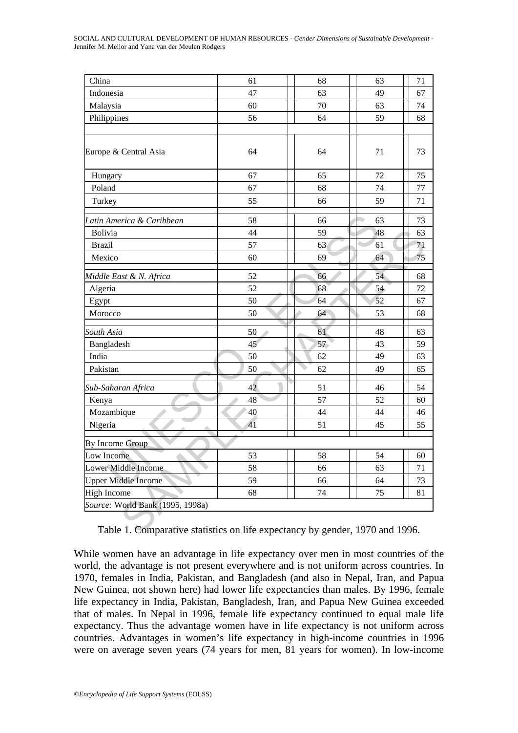| | | | | |
|---|---|---|---|---|
| China | 61 | 68 | 63 | 71 |
| Indonesia | 47 | 63 | 49 | 67 |
| Malaysia | 60 | 70 | 63 | 74 |
| Philippines | 56 | 64 | 59 | 68 |
| | | | | |
| Europe & Central Asia | 64 | 64 | 71 | 73 |
| Hungary | 67 | 65 | 72 | 75 |
| Poland | 67 | 68 | 74 | 77 |
| Turkey | 55 | 66 | 59 | 71 |
| *Latin America & Caribbean* | 58 | 66 | 63 | 73 |
| Bolivia | 44 | 59 | 48 | 63 |
| Brazil | 57 | 63 | 61 | 71 |
| Mexico | 60 | 69 | 64 | 75 |
| *Middle East & N. Africa* | 52 | 66 | 54 | 68 |
| Algeria | 52 | 68 | 54 | 72 |
| Egypt | 50 | 64 | 52 | 67 |
| Morocco | 50 | 64 | 53 | 68 |
| *South Asia* | 50 | 61 | 48 | 63 |
| Bangladesh | 45 | 57 | 43 | 59 |
| India | 50 | 62 | 49 | 63 |
| Pakistan | 50 | 62 | 49 | 65 |
| *Sub-Saharan Africa* | 42 | 51 | 46 | 54 |
| Kenya | 48 | 57 | 52 | 60 |
| Mozambique | 40 | 44 | 44 | 46 |
| Nigeria | 41 | 51 | 45 | 55 |
| | | | | |
| By Income Group | | | | |
| Low Income | 53 | 58 | 54 | 60 |
| Lower Middle Income | 58 | 66 | 63 | 71 |
| Upper Middle Income | 59 | 66 | 64 | 73 |
| High Income | 68 | 74 | 75 | 81 |
| *Source:* World Bank (1995, 1998a) | | | | |

Table 1. Comparative statistics on life expectancy by gender, 1970 and 1996.

While women have an advantage in life expectancy over men in most countries of the world, the advantage is not present everywhere and is not uniform across countries. In 1970, females in India, Pakistan, and Bangladesh (and also in Nepal, Iran, and Papua New Guinea, not shown here) had lower life expectancies than males. By 1996, female life expectancy in India, Pakistan, Bangladesh, Iran, and Papua New Guinea exceeded that of males. In Nepal in 1996, female life expectancy continued to equal male life expectancy. Thus the advantage women have in life expectancy is not uniform across countries. Advantages in women's life expectancy in high-income countries in 1996 were on average seven years (74 years for men, 81 years for women). In low-income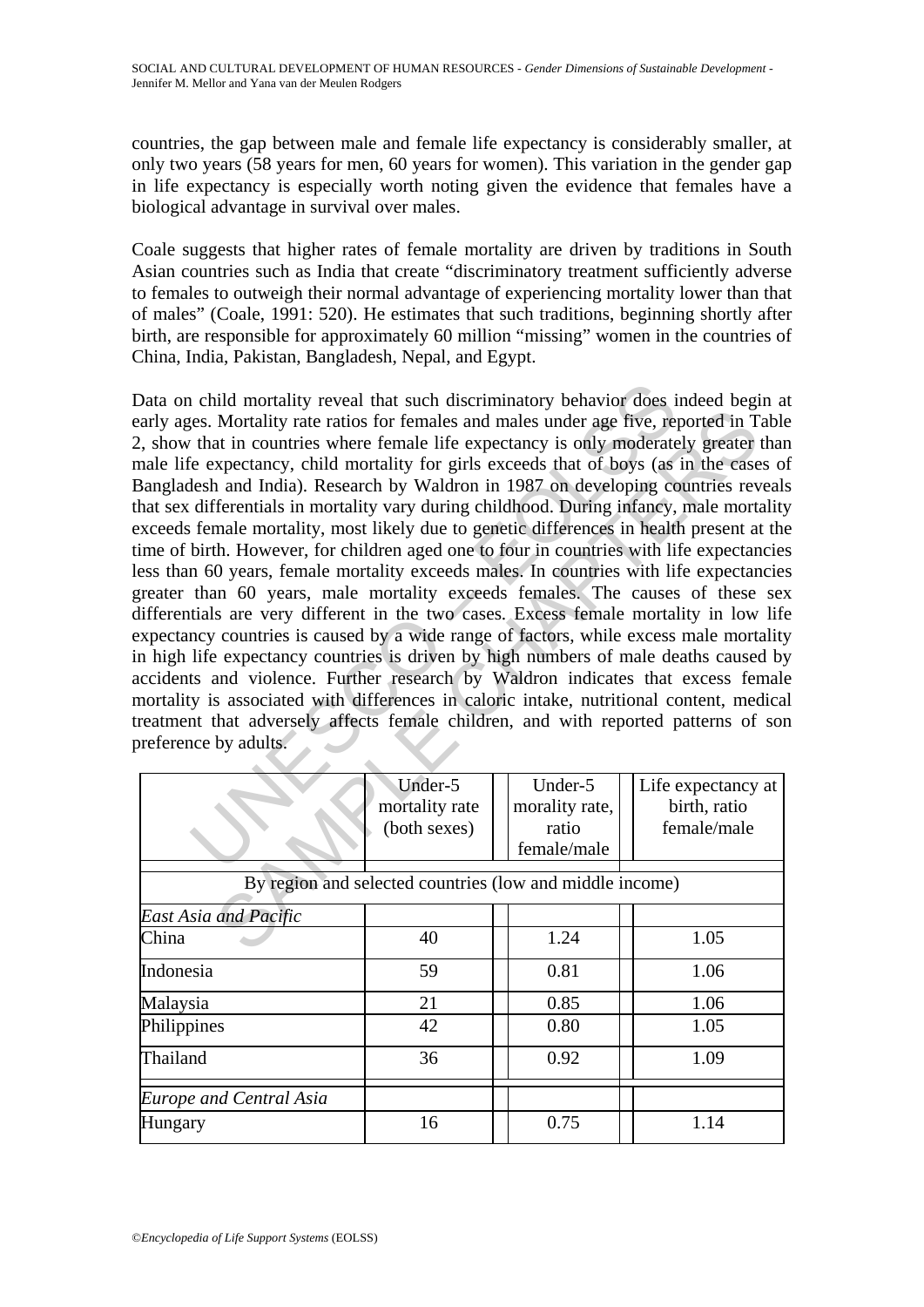countries, the gap between male and female life expectancy is considerably smaller, at only two years (58 years for men, 60 years for women). This variation in the gender gap in life expectancy is especially worth noting given the evidence that females have a biological advantage in survival over males.

Coale suggests that higher rates of female mortality are driven by traditions in South Asian countries such as India that create "discriminatory treatment sufficiently adverse to females to outweigh their normal advantage of experiencing mortality lower than that of males" (Coale, 1991: 520). He estimates that such traditions, beginning shortly after birth, are responsible for approximately 60 million "missing" women in the countries of China, India, Pakistan, Bangladesh, Nepal, and Egypt.

Data on child mortality reveal that such discriminatory behavior does indeed begin at early ages. Mortality rate ratios for females and males under age five, reported in Table 2, show that in countries where female life expectancy is only moderately greater than male life expectancy, child mortality for girls exceeds that of boys (as in the cases of Bangladesh and India). Research by Waldron in 1987 on developing countries reveals that sex differentials in mortality vary during childhood. During infancy, male mortality exceeds female mortality, most likely due to genetic differences in health present at the time of birth. However, for children aged one to four in countries with life expectancies less than 60 years, female mortality exceeds males. In countries with life expectancies greater than 60 years, male mortality exceeds females. The causes of these sex differentials are very different in the two cases. Excess female mortality in low life expectancy countries is caused by a wide range of factors, while excess male mortality in high life expectancy countries is driven by high numbers of male deaths caused by accidents and violence. Further research by Waldron indicates that excess female mortality is associated with differences in caloric intake, nutritional content, medical treatment that adversely affects female children, and with reported patterns of son preference by adults.

| | Under-5 mortality rate (both sexes) | Under-5 morality rate, ratio female/male | Life expectancy at birth, ratio female/male |
|---|---|---|---|
| By region and selected countries (low and middle income) | | | |
| *East Asia and Pacific* | | | |
| China | 40 | 1.24 | 1.05 |
| Indonesia | 59 | 0.81 | 1.06 |
| Malaysia | 21 | 0.85 | 1.06 |
| Philippines | 42 | 0.80 | 1.05 |
| Thailand | 36 | 0.92 | 1.09 |
| *Europe and Central Asia* | | | |
| Hungary | 16 | 0.75 | 1.14 |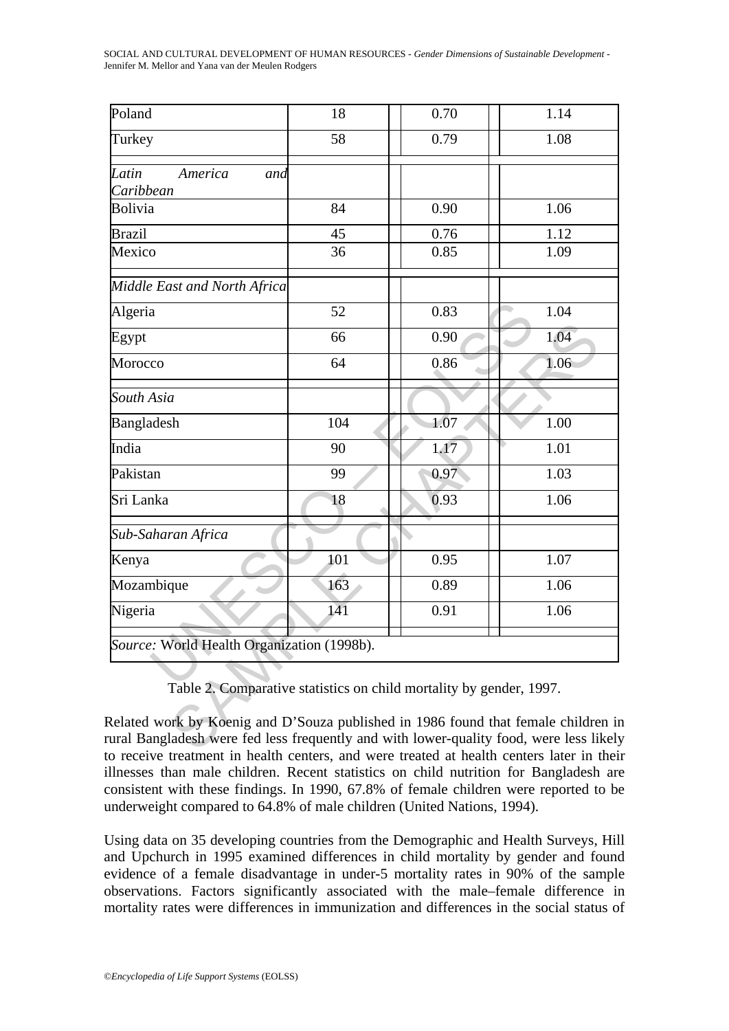| | | | |
|---|---|---|---|
| Poland | 18 | 0.70 | 1.14 |
| Turkey | 58 | 0.79 | 1.08 |
| *Latin America and Caribbean* | | | |
| Bolivia | 84 | 0.90 | 1.06 |
| Brazil | 45 | 0.76 | 1.12 |
| Mexico | 36 | 0.85 | 1.09 |
| *Middle East and North Africa* | | | |
| Algeria | 52 | 0.83 | 1.04 |
| Egypt | 66 | 0.90 | 1.04 |
| Morocco | 64 | 0.86 | 1.06 |
| *South Asia* | | | |
| Bangladesh | 104 | 1.07 | 1.00 |
| India | 90 | 1.17 | 1.01 |
| Pakistan | 99 | 0.97 | 1.03 |
| Sri Lanka | 18 | 0.93 | 1.06 |
| *Sub-Saharan Africa* | | | |
| Kenya | 101 | 0.95 | 1.07 |
| Mozambique | 163 | 0.89 | 1.06 |
| Nigeria | 141 | 0.91 | 1.06 |
| *Source:* World Health Organization (1998b). | | | |

Table 2. Comparative statistics on child mortality by gender, 1997.

Related work by Koenig and D'Souza published in 1986 found that female children in rural Bangladesh were fed less frequently and with lower-quality food, were less likely to receive treatment in health centers, and were treated at health centers later in their illnesses than male children. Recent statistics on child nutrition for Bangladesh are consistent with these findings. In 1990, 67.8% of female children were reported to be underweight compared to 64.8% of male children (United Nations, 1994).

Using data on 35 developing countries from the Demographic and Health Surveys, Hill and Upchurch in 1995 examined differences in child mortality by gender and found evidence of a female disadvantage in under-5 mortality rates in 90% of the sample observations. Factors significantly associated with the male–female difference in mortality rates were differences in immunization and differences in the social status of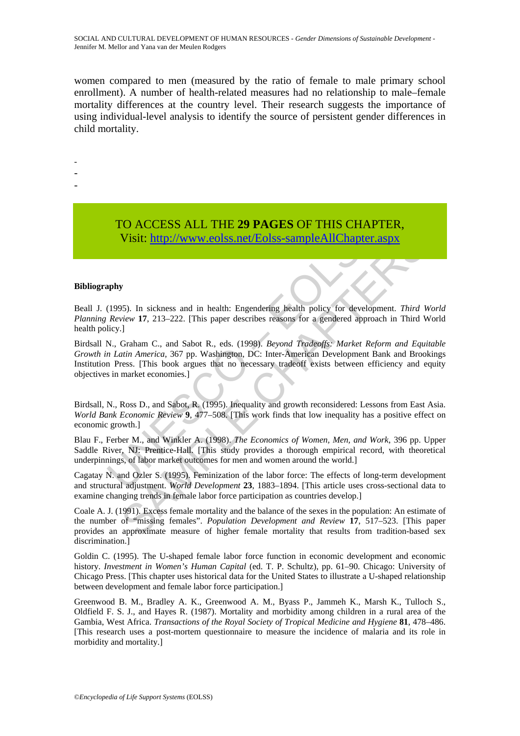women compared to men (measured by the ratio of female to male primary school enrollment). A number of health-related measures had no relationship to male–female mortality differences at the country level. Their research suggests the importance of using individual-level analysis to identify the source of persistent gender differences in child mortality.

-
-
-

TO ACCESS ALL THE **29 PAGES** OF THIS CHAPTER,
Visit: http://www.eolss.net/Eolss-sampleAllChapter.aspx

**Bibliography**

Beall J. (1995). In sickness and in health: Engendering health policy for development. *Third World Planning Review* **17**, 213–222. [This paper describes reasons for a gendered approach in Third World health policy.]

Birdsall N., Graham C., and Sabot R., eds. (1998). *Beyond Tradeoffs: Market Reform and Equitable Growth in Latin America*, 367 pp. Washington, DC: Inter-American Development Bank and Brookings Institution Press. [This book argues that no necessary tradeoff exists between efficiency and equity objectives in market economies.]

Birdsall, N., Ross D., and Sabot, R. (1995). Inequality and growth reconsidered: Lessons from East Asia. *World Bank Economic Review* **9**, 477–508. [This work finds that low inequality has a positive effect on economic growth.]

Blau F., Ferber M., and Winkler A. (1998). *The Economics of Women, Men, and Work*, 396 pp. Upper Saddle River, NJ: Prentice-Hall. [This study provides a thorough empirical record, with theoretical underpinnings, of labor market outcomes for men and women around the world.]

Cagatay N. and Ozler S. (1995). Feminization of the labor force: The effects of long-term development and structural adjustment. *World Development* **23**, 1883–1894. [This article uses cross-sectional data to examine changing trends in female labor force participation as countries develop.]

Coale A. J. (1991). Excess female mortality and the balance of the sexes in the population: An estimate of the number of "missing females". *Population Development and Review* **17**, 517–523. [This paper provides an approximate measure of higher female mortality that results from tradition-based sex discrimination.]

Goldin C. (1995). The U-shaped female labor force function in economic development and economic history. *Investment in Women's Human Capital* (ed. T. P. Schultz), pp. 61–90. Chicago: University of Chicago Press. [This chapter uses historical data for the United States to illustrate a U-shaped relationship between development and female labor force participation.]

Greenwood B. M., Bradley A. K., Greenwood A. M., Byass P., Jammeh K., Marsh K., Tulloch S., Oldfield F. S. J., and Hayes R. (1987). Mortality and morbidity among children in a rural area of the Gambia, West Africa. *Transactions of the Royal Society of Tropical Medicine and Hygiene* **81**, 478–486. [This research uses a post-mortem questionnaire to measure the incidence of malaria and its role in morbidity and mortality.]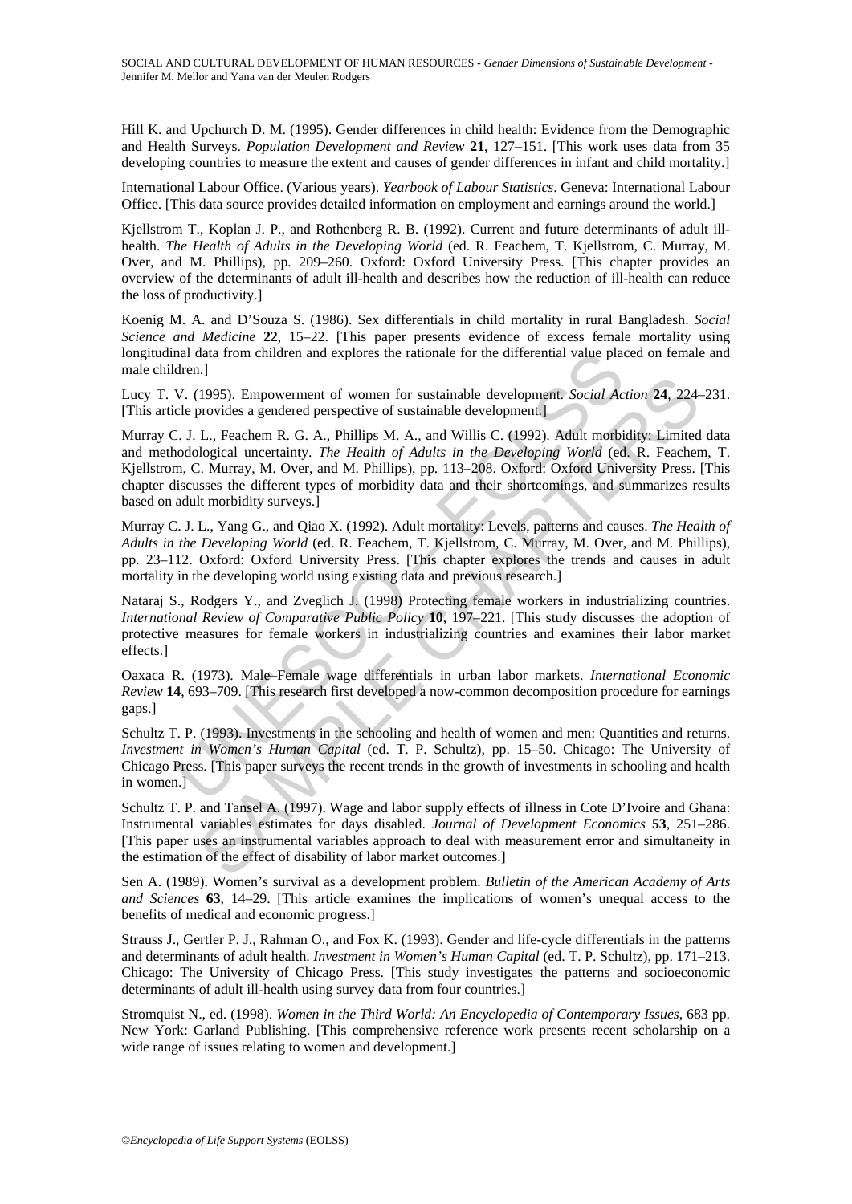Hill K. and Upchurch D. M. (1995). Gender differences in child health: Evidence from the Demographic and Health Surveys. *Population Development and Review* **21**, 127–151. [This work uses data from 35 developing countries to measure the extent and causes of gender differences in infant and child mortality.]

International Labour Office. (Various years). *Yearbook of Labour Statistics*. Geneva: International Labour Office. [This data source provides detailed information on employment and earnings around the world.]

Kjellstrom T., Koplan J. P., and Rothenberg R. B. (1992). Current and future determinants of adult ill-health. *The Health of Adults in the Developing World* (ed. R. Feachem, T. Kjellstrom, C. Murray, M. Over, and M. Phillips), pp. 209–260. Oxford: Oxford University Press. [This chapter provides an overview of the determinants of adult ill-health and describes how the reduction of ill-health can reduce the loss of productivity.]

Koenig M. A. and D'Souza S. (1986). Sex differentials in child mortality in rural Bangladesh. *Social Science and Medicine* **22**, 15–22. [This paper presents evidence of excess female mortality using longitudinal data from children and explores the rationale for the differential value placed on female and male children.]

Lucy T. V. (1995). Empowerment of women for sustainable development. *Social Action* **24**, 224–231. [This article provides a gendered perspective of sustainable development.]

Murray C. J. L., Feachem R. G. A., Phillips M. A., and Willis C. (1992). Adult morbidity: Limited data and methodological uncertainty. *The Health of Adults in the Developing World* (ed. R. Feachem, T. Kjellstrom, C. Murray, M. Over, and M. Phillips), pp. 113–208. Oxford: Oxford University Press. [This chapter discusses the different types of morbidity data and their shortcomings, and summarizes results based on adult morbidity surveys.]

Murray C. J. L., Yang G., and Qiao X. (1992). Adult mortality: Levels, patterns and causes. *The Health of Adults in the Developing World* (ed. R. Feachem, T. Kjellstrom, C. Murray, M. Over, and M. Phillips), pp. 23–112. Oxford: Oxford University Press. [This chapter explores the trends and causes in adult mortality in the developing world using existing data and previous research.]

Nataraj S., Rodgers Y., and Zveglich J. (1998) Protecting female workers in industrializing countries. *International Review of Comparative Public Policy* **10**, 197–221. [This study discusses the adoption of protective measures for female workers in industrializing countries and examines their labor market effects.]

Oaxaca R. (1973). Male–Female wage differentials in urban labor markets. *International Economic Review* **14**, 693–709. [This research first developed a now-common decomposition procedure for earnings gaps.]

Schultz T. P. (1993). Investments in the schooling and health of women and men: Quantities and returns. *Investment in Women's Human Capital* (ed. T. P. Schultz), pp. 15–50. Chicago: The University of Chicago Press. [This paper surveys the recent trends in the growth of investments in schooling and health in women.]

Schultz T. P. and Tansel A. (1997). Wage and labor supply effects of illness in Cote D'Ivoire and Ghana: Instrumental variables estimates for days disabled. *Journal of Development Economics* **53**, 251–286. [This paper uses an instrumental variables approach to deal with measurement error and simultaneity in the estimation of the effect of disability of labor market outcomes.]

Sen A. (1989). Women's survival as a development problem. *Bulletin of the American Academy of Arts and Sciences* **63**, 14–29. [This article examines the implications of women's unequal access to the benefits of medical and economic progress.]

Strauss J., Gertler P. J., Rahman O., and Fox K. (1993). Gender and life-cycle differentials in the patterns and determinants of adult health. *Investment in Women's Human Capital* (ed. T. P. Schultz), pp. 171–213. Chicago: The University of Chicago Press. [This study investigates the patterns and socioeconomic determinants of adult ill-health using survey data from four countries.]

Stromquist N., ed. (1998). *Women in the Third World: An Encyclopedia of Contemporary Issues*, 683 pp. New York: Garland Publishing. [This comprehensive reference work presents recent scholarship on a wide range of issues relating to women and development.]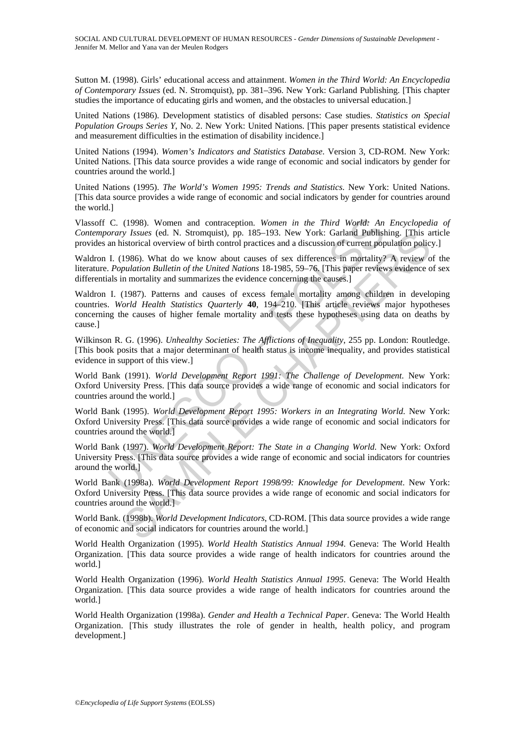Sutton M. (1998). Girls' educational access and attainment. *Women in the Third World: An Encyclopedia of Contemporary Issues* (ed. N. Stromquist), pp. 381–396. New York: Garland Publishing. [This chapter studies the importance of educating girls and women, and the obstacles to universal education.]

United Nations (1986). Development statistics of disabled persons: Case studies. *Statistics on Special Population Groups Series Y*, No. 2. New York: United Nations. [This paper presents statistical evidence and measurement difficulties in the estimation of disability incidence.]

United Nations (1994). *Women's Indicators and Statistics Database*. Version 3, CD-ROM. New York: United Nations. [This data source provides a wide range of economic and social indicators by gender for countries around the world.]

United Nations (1995). *The World's Women 1995: Trends and Statistics*. New York: United Nations. [This data source provides a wide range of economic and social indicators by gender for countries around the world.]

Vlassoff C. (1998). Women and contraception. *Women in the Third World: An Encyclopedia of Contemporary Issues* (ed. N. Stromquist), pp. 185–193. New York: Garland Publishing. [This article provides an historical overview of birth control practices and a discussion of current population policy.]

Waldron I. (1986). What do we know about causes of sex differences in mortality? A review of the literature. *Population Bulletin of the United Nations* 18-1985, 59–76. [This paper reviews evidence of sex differentials in mortality and summarizes the evidence concerning the causes.]

Waldron I. (1987). Patterns and causes of excess female mortality among children in developing countries. *World Health Statistics Quarterly* **40**, 194–210. [This article reviews major hypotheses concerning the causes of higher female mortality and tests these hypotheses using data on deaths by cause.]

Wilkinson R. G. (1996). *Unhealthy Societies: The Afflictions of Inequality*, 255 pp. London: Routledge. [This book posits that a major determinant of health status is income inequality, and provides statistical evidence in support of this view.]

World Bank (1991). *World Development Report 1991: The Challenge of Development*. New York: Oxford University Press. [This data source provides a wide range of economic and social indicators for countries around the world.]

World Bank (1995). *World Development Report 1995: Workers in an Integrating World*. New York: Oxford University Press. [This data source provides a wide range of economic and social indicators for countries around the world.]

World Bank (1997). *World Development Report: The State in a Changing World*. New York: Oxford University Press. [This data source provides a wide range of economic and social indicators for countries around the world.]

World Bank (1998a). *World Development Report 1998/99: Knowledge for Development*. New York: Oxford University Press. [This data source provides a wide range of economic and social indicators for countries around the world.]

World Bank. (1998b). *World Development Indicators*, CD-ROM. [This data source provides a wide range of economic and social indicators for countries around the world.]

World Health Organization (1995). *World Health Statistics Annual 1994*. Geneva: The World Health Organization. [This data source provides a wide range of health indicators for countries around the world.]

World Health Organization (1996). *World Health Statistics Annual 1995*. Geneva: The World Health Organization. [This data source provides a wide range of health indicators for countries around the world.]

World Health Organization (1998a). *Gender and Health a Technical Paper*. Geneva: The World Health Organization. [This study illustrates the role of gender in health, health policy, and program development.]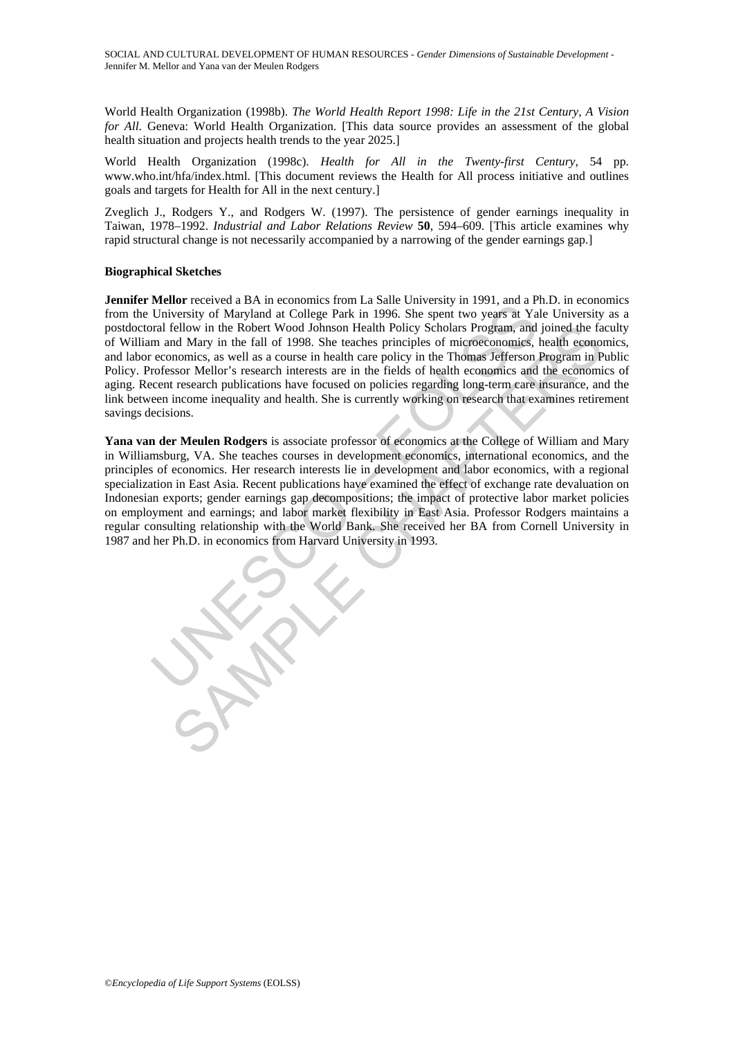World Health Organization (1998b). *The World Health Report 1998: Life in the 21st Century, A Vision for All*. Geneva: World Health Organization. [This data source provides an assessment of the global health situation and projects health trends to the year 2025.]

World Health Organization (1998c). *Health for All in the Twenty-first Century*, 54 pp. www.who.int/hfa/index.html. [This document reviews the Health for All process initiative and outlines goals and targets for Health for All in the next century.]

Zveglich J., Rodgers Y., and Rodgers W. (1997). The persistence of gender earnings inequality in Taiwan, 1978–1992. *Industrial and Labor Relations Review* **50**, 594–609. [This article examines why rapid structural change is not necessarily accompanied by a narrowing of the gender earnings gap.]

**Biographical Sketches**

**Jennifer Mellor** received a BA in economics from La Salle University in 1991, and a Ph.D. in economics from the University of Maryland at College Park in 1996. She spent two years at Yale University as a postdoctoral fellow in the Robert Wood Johnson Health Policy Scholars Program, and joined the faculty of William and Mary in the fall of 1998. She teaches principles of microeconomics, health economics, and labor economics, as well as a course in health care policy in the Thomas Jefferson Program in Public Policy. Professor Mellor's research interests are in the fields of health economics and the economics of aging. Recent research publications have focused on policies regarding long-term care insurance, and the link between income inequality and health. She is currently working on research that examines retirement savings decisions.

**Yana van der Meulen Rodgers** is associate professor of economics at the College of William and Mary in Williamsburg, VA. She teaches courses in development economics, international economics, and the principles of economics. Her research interests lie in development and labor economics, with a regional specialization in East Asia. Recent publications have examined the effect of exchange rate devaluation on Indonesian exports; gender earnings gap decompositions; the impact of protective labor market policies on employment and earnings; and labor market flexibility in East Asia. Professor Rodgers maintains a regular consulting relationship with the World Bank. She received her BA from Cornell University in 1987 and her Ph.D. in economics from Harvard University in 1993.